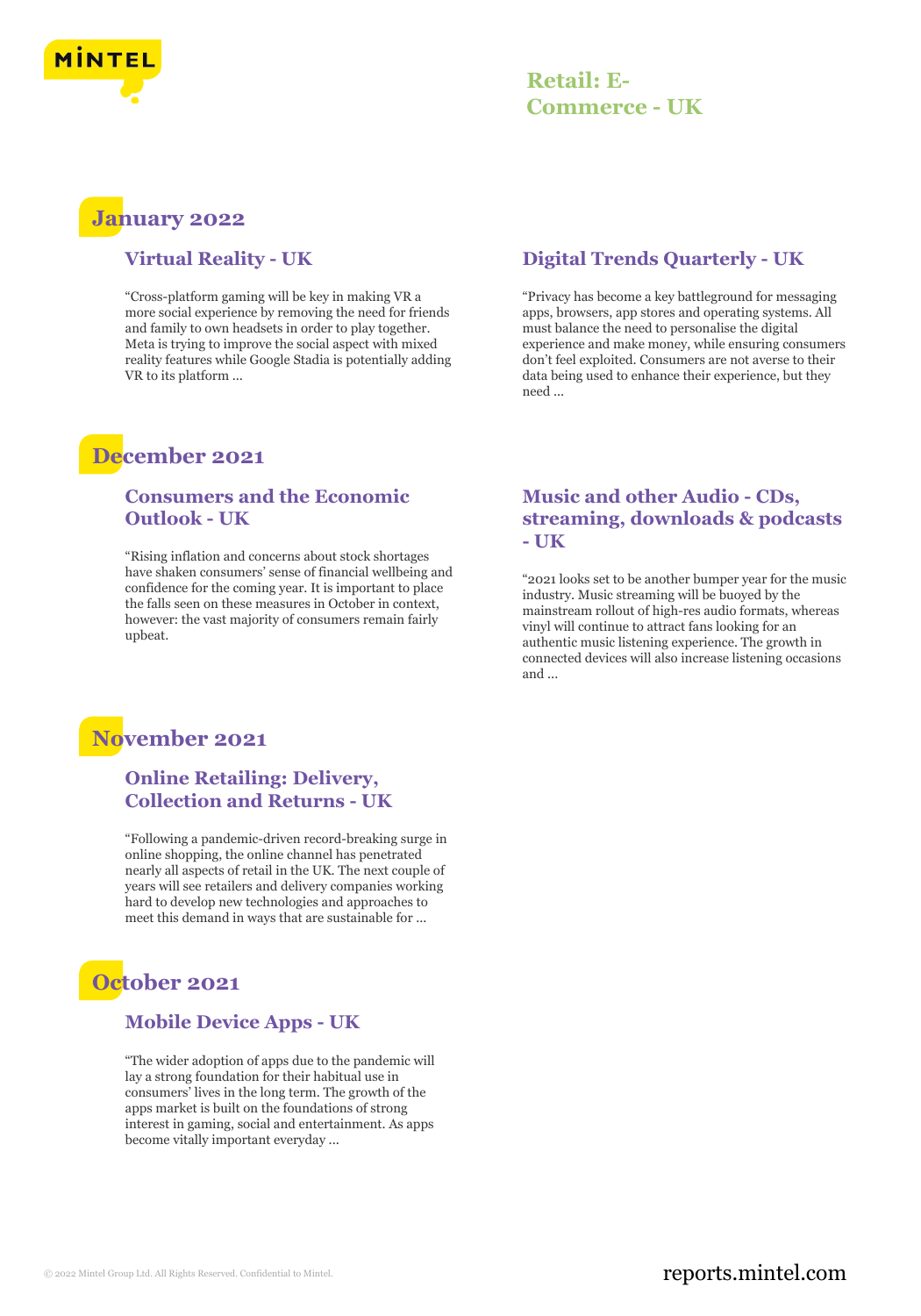# Retail: E-Commerce - UK

## January 2022

### Virtual Reality - UK

"Cross-platform gaming will be key in making VR a more social experience by removing the need for friends and family to own headsets in order to play together. Meta is trying to improve the social aspect with mixed reality features while Google Stadia is potentially adding VR to its platform ...

### Digital Trends Quarterly - UK

"Privacy has become a key battleground for messaging apps, browsers, app stores and operating systems. All must balance the need to personalise the digital experience and make money, while ensuring consumers don't feel exploited. Consumers are not averse to their data being used to enhance their experience, but they need ...

## December 2021

### Consumers and the Economic Outlook - UK

"Rising inflation and concerns about stock shortages have shaken consumers' sense of financial wellbeing and confidence for the coming year. It is important to place the falls seen on these measures in October in context, however: the vast majority of consumers remain fairly upbeat.

### Music and other Audio - CDs, streaming, downloads & podcasts - UK

"2021 looks set to be another bumper year for the music industry. Music streaming will be buoyed by the mainstream rollout of high-res audio formats, whereas vinyl will continue to attract fans looking for an authentic music listening experience. The growth in connected devices will also increase listening occasions and ...

## November 2021

### Online Retailing: Delivery, Collection and Returns - UK

"Following a pandemic-driven record-breaking surge in online shopping, the online channel has penetrated nearly all aspects of retail in the UK. The next couple of years will see retailers and delivery companies working hard to develop new technologies and approaches to meet this demand in ways that are sustainable for ...

## October 2021

### Mobile Device Apps - UK

"The wider adoption of apps due to the pandemic will lay a strong foundation for their habitual use in consumers' lives in the long term. The growth of the apps market is built on the foundations of strong interest in gaming, social and entertainment. As apps become vitally important everyday ...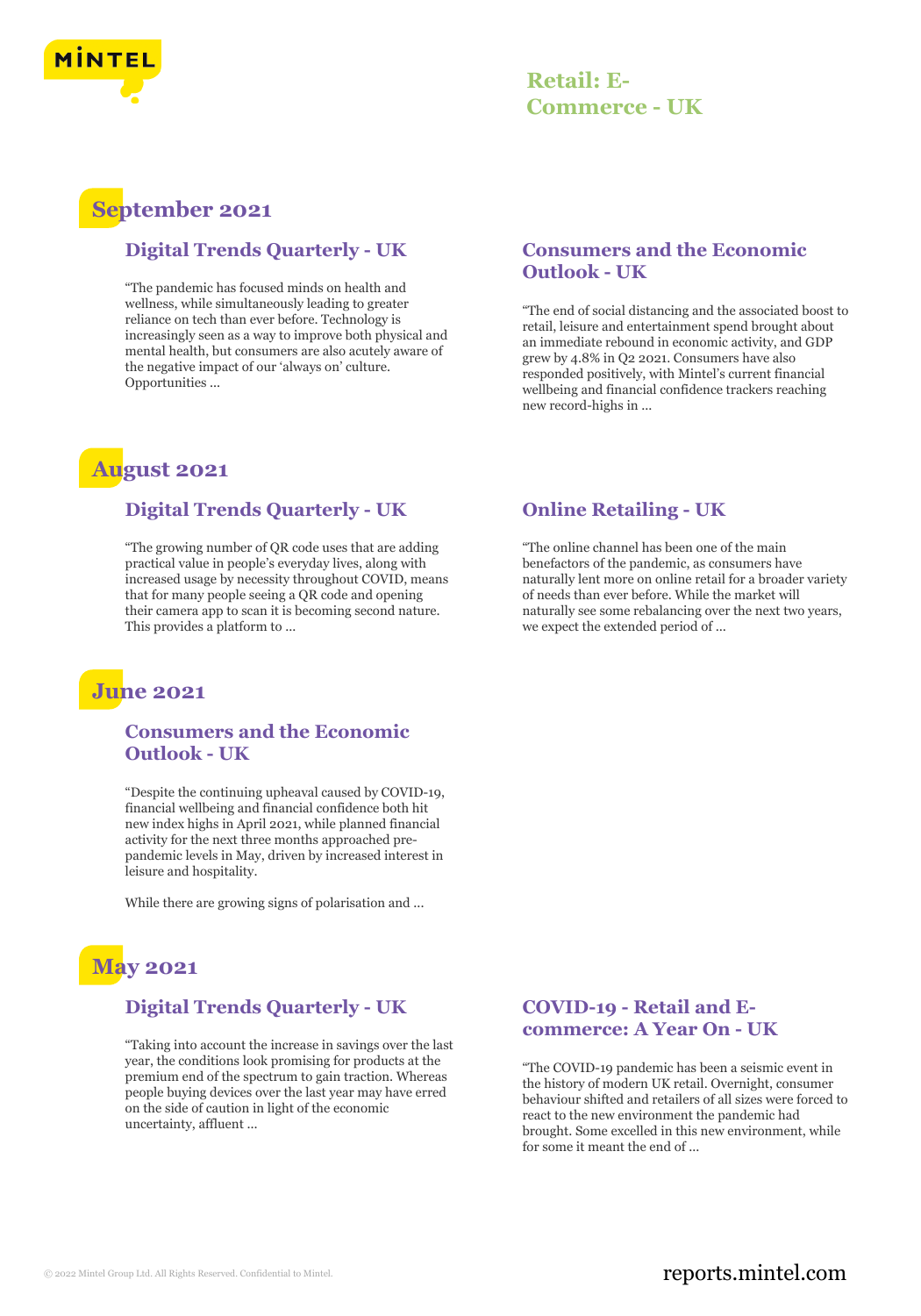# Retail: E-Commerce - UK

## September 2021

### Digital Trends Quarterly - UK

"The pandemic has focused minds on health and wellness, while simultaneously leading to greater reliance on tech than ever before. Technology is increasingly seen as a way to improve both physical and mental health, but consumers are also acutely aware of the negative impact of our 'always on' culture. Opportunities ...

### Consumers and the Economic Outlook - UK

"The end of social distancing and the associated boost to retail, leisure and entertainment spend brought about an immediate rebound in economic activity, and GDP grew by 4.8% in Q2 2021. Consumers have also responded positively, with Mintel's current financial wellbeing and financial confidence trackers reaching new record-highs in ...

## August 2021

### Digital Trends Quarterly - UK

"The growing number of QR code uses that are adding practical value in people's everyday lives, along with increased usage by necessity throughout COVID, means that for many people seeing a QR code and opening their camera app to scan it is becoming second nature. This provides a platform to ...

### Online Retailing - UK

"The online channel has been one of the main benefactors of the pandemic, as consumers have naturally lent more on online retail for a broader variety of needs than ever before. While the market will naturally see some rebalancing over the next two years, we expect the extended period of ...

## June 2021

### Consumers and the Economic Outlook - UK

"Despite the continuing upheaval caused by COVID-19, financial wellbeing and financial confidence both hit new index highs in April 2021, while planned financial activity for the next three months approached pre-pandemic levels in May, driven by increased interest in leisure and hospitality.

While there are growing signs of polarisation and ...

## May 2021

### Digital Trends Quarterly - UK

"Taking into account the increase in savings over the last year, the conditions look promising for products at the premium end of the spectrum to gain traction. Whereas people buying devices over the last year may have erred on the side of caution in light of the economic uncertainty, affluent ...

### COVID-19 - Retail and E-commerce: A Year On - UK

"The COVID-19 pandemic has been a seismic event in the history of modern UK retail. Overnight, consumer behaviour shifted and retailers of all sizes were forced to react to the new environment the pandemic had brought. Some excelled in this new environment, while for some it meant the end of ...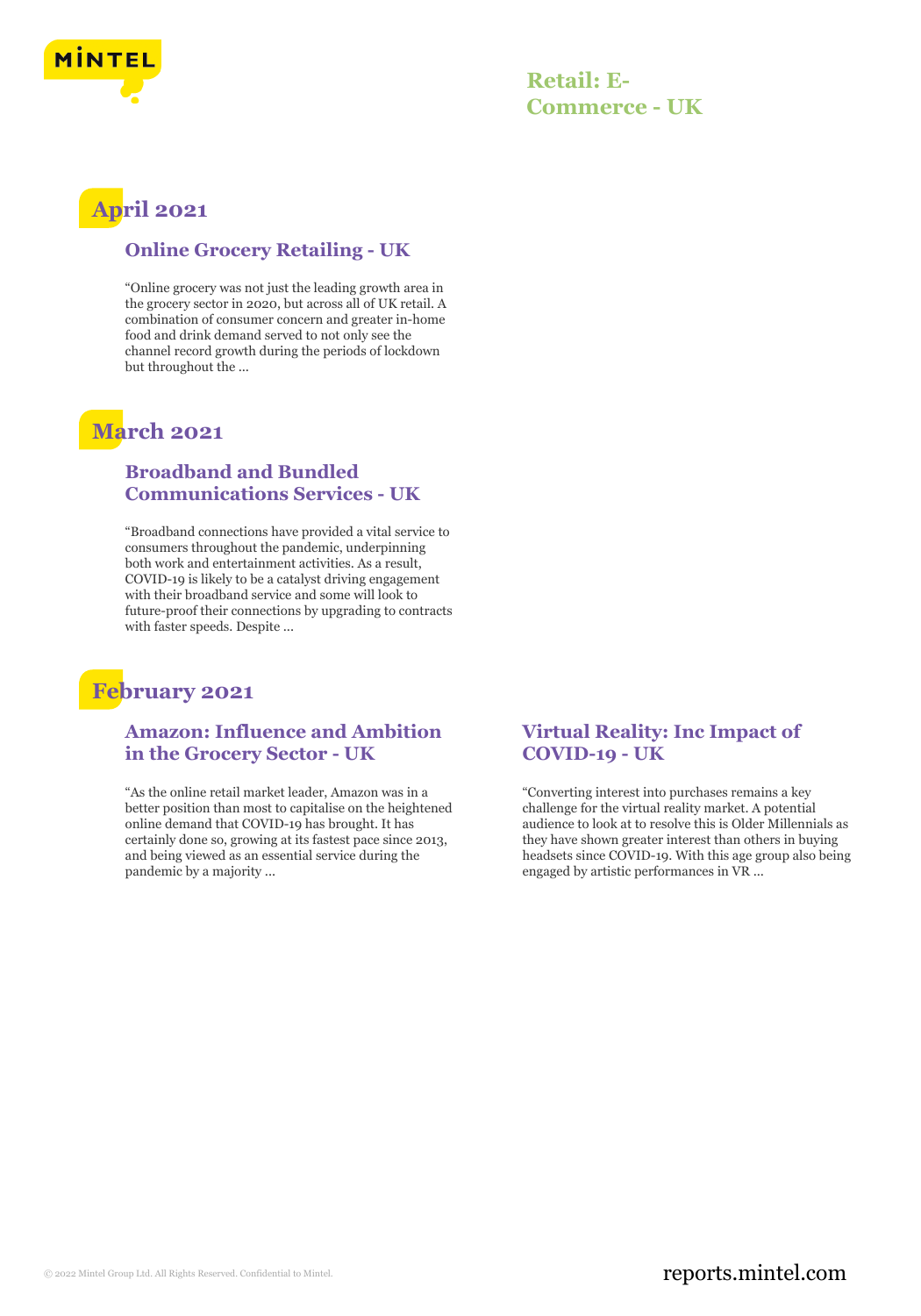## April 2021

### Online Grocery Retailing - UK

“Online grocery was not just the leading growth area in the grocery sector in 2020, but across all of UK retail. A combination of consumer concern and greater in-home food and drink demand served to not only see the channel record growth during the periods of lockdown but throughout the ...

## March 2021

### Broadband and Bundled Communications Services - UK

“Broadband connections have provided a vital service to consumers throughout the pandemic, underpinning both work and entertainment activities. As a result, COVID-19 is likely to be a catalyst driving engagement with their broadband service and some will look to future-proof their connections by upgrading to contracts with faster speeds. Despite ...

## February 2021

### Amazon: Influence and Ambition in the Grocery Sector - UK

“As the online retail market leader, Amazon was in a better position than most to capitalise on the heightened online demand that COVID-19 has brought. It has certainly done so, growing at its fastest pace since 2013, and being viewed as an essential service during the pandemic by a majority ...

### Virtual Reality: Inc Impact of COVID-19 - UK

“Converting interest into purchases remains a key challenge for the virtual reality market. A potential audience to look at to resolve this is Older Millennials as they have shown greater interest than others in buying headsets since COVID-19. With this age group also being engaged by artistic performances in VR ...